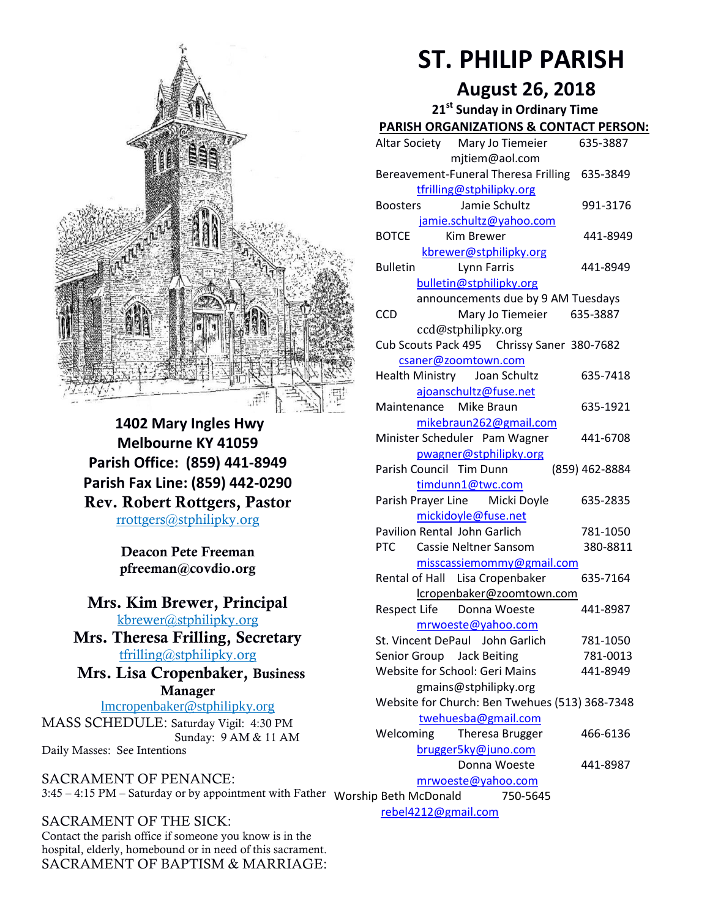# ST. PHILIP PARISH

## August 26, 2018

### 21st Sunday in Ordinary Time

**1402 Mary Ingles Hwy**
**Melbourne KY 41059**
**Parish Office: (859) 441-8949**
**Parish Fax Line: (859) 442-0290**
**Rev. Robert Rottgers, Pastor**
rrottgers@stphilipky.org

**Deacon Pete Freeman**
**pfreeman@covdio.org**

**Mrs. Kim Brewer, Principal**
kbrewer@stphilipky.org
**Mrs. Theresa Frilling, Secretary**
tfrilling@stphilipky.org
**Mrs. Lisa Cropenbaker, Business Manager**
lmcropenbaker@stphilipky.org

MASS SCHEDULE: Saturday Vigil: 4:30 PM
Sunday: 9 AM & 11 AM
Daily Masses: See Intentions

SACRAMENT OF PENANCE:
3:45 – 4:15 PM – Saturday or by appointment with Father

SACRAMENT OF THE SICK:
Contact the parish office if someone you know is in the hospital, elderly, homebound or in need of this sacrament.

SACRAMENT OF BAPTISM & MARRIAGE:

**PARISH ORGANIZATIONS & CONTACT PERSON:**

Altar Society — Mary Jo Tiemeier — 635-3887
mjtiem@aol.com

Bereavement-Funeral — Theresa Frilling — 635-3849
tfrilling@stphilipky.org

Boosters — Jamie Schultz — 991-3176
jamie.schultz@yahoo.com

BOTCE — Kim Brewer — 441-8949
kbrewer@stphilipky.org

Bulletin — Lynn Farris — 441-8949
bulletin@stphilipky.org
announcements due by 9 AM Tuesdays

CCD — Mary Jo Tiemeier — 635-3887
ccd@stphilipky.org

Cub Scouts Pack 495 — Chrissy Saner — 380-7682
csaner@zoomtown.com

Health Ministry — Joan Schultz — 635-7418
ajoanschultz@fuse.net

Maintenance — Mike Braun — 635-1921
mikebraun262@gmail.com

Minister Scheduler — Pam Wagner — 441-6708
pwagner@stphilipky.org

Parish Council — Tim Dunn — (859) 462-8884
timdunn1@twc.com

Parish Prayer Line — Micki Doyle — 635-2835
mickidoyle@fuse.net

Pavilion Rental — John Garlich — 781-1050

PTC — Cassie Neltner Sansom — 380-8811
misscassiemommy@gmail.com

Rental of Hall — Lisa Cropenbaker — 635-7164
lcropenbaker@zoomtown.com

Respect Life — Donna Woeste — 441-8987
mrwoeste@yahoo.com

St. Vincent DePaul — John Garlich — 781-1050

Senior Group — Jack Beiting — 781-0013

Website for School: Geri Mains — 441-8949
gmains@stphilipky.org

Website for Church: Ben Twehues — (513) 368-7348
twehuesba@gmail.com

Welcoming — Theresa Brugger — 466-6136
brugger5ky@juno.com
Donna Woeste — 441-8987
mrwoeste@yahoo.com

Worship — Beth McDonald — 750-5645
rebel4212@gmail.com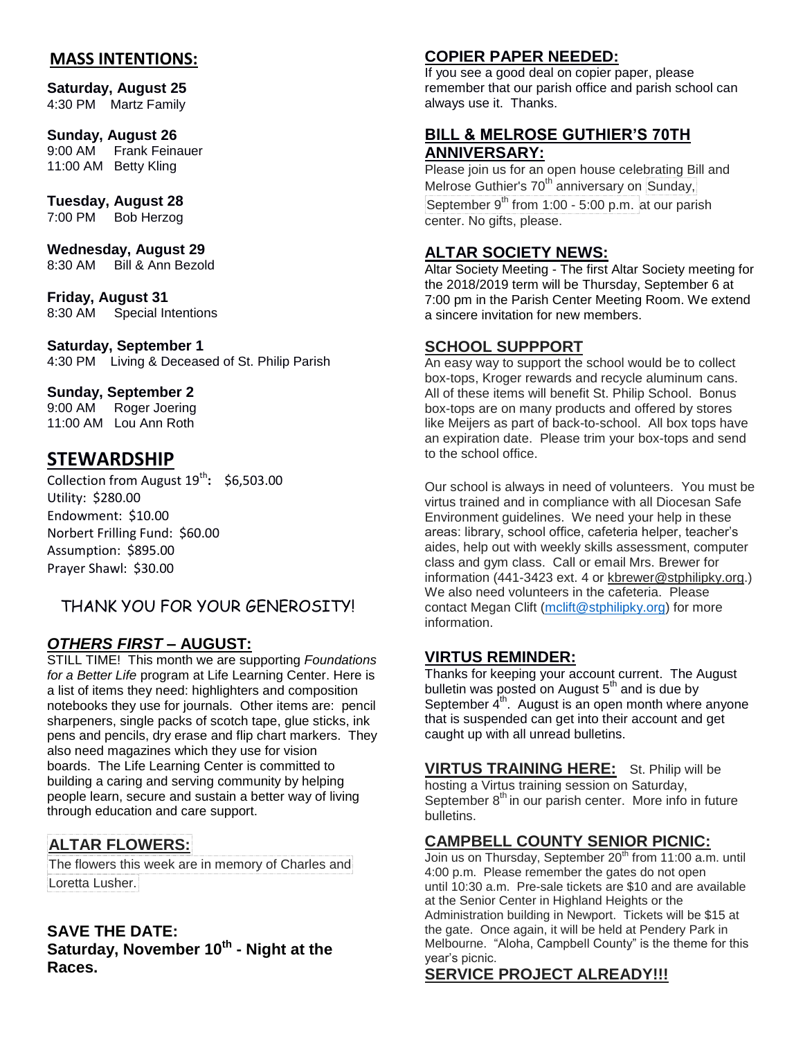## MASS INTENTIONS:

**Saturday, August 25**
4:30 PM Martz Family

**Sunday, August 26**
9:00 AM Frank Feinauer
11:00 AM Betty Kling

**Tuesday, August 28**
7:00 PM Bob Herzog

**Wednesday, August 29**
8:30 AM Bill & Ann Bezold

**Friday, August 31**
8:30 AM Special Intentions

**Saturday, September 1**
4:30 PM Living & Deceased of St. Philip Parish

**Sunday, September 2**
9:00 AM Roger Joering
11:00 AM Lou Ann Roth

## STEWARDSHIP

Collection from August 19th: $6,503.00
Utility: $280.00
Endowment: $10.00
Norbert Frilling Fund: $60.00
Assumption: $895.00
Prayer Shawl: $30.00

THANK YOU FOR YOUR GENEROSITY!

### *OTHERS FIRST* – AUGUST:

STILL TIME! This month we are supporting *Foundations for a Better Life* program at Life Learning Center. Here is a list of items they need: highlighters and composition notebooks they use for journals. Other items are: pencil sharpeners, single packs of scotch tape, glue sticks, ink pens and pencils, dry erase and flip chart markers. They also need magazines which they use for vision boards. The Life Learning Center is committed to building a caring and serving community by helping people learn, secure and sustain a better way of living through education and care support.

### ALTAR FLOWERS:

The flowers this week are in memory of Charles and Loretta Lusher.

### SAVE THE DATE:
**Saturday, November 10th - Night at the Races.**

### COPIER PAPER NEEDED:

If you see a good deal on copier paper, please remember that our parish office and parish school can always use it. Thanks.

### BILL & MELROSE GUTHIER'S 70TH ANNIVERSARY:

Please join us for an open house celebrating Bill and Melrose Guthier's 70th anniversary on Sunday, September 9th from 1:00 - 5:00 p.m. at our parish center. No gifts, please.

### ALTAR SOCIETY NEWS:

Altar Society Meeting - The first Altar Society meeting for the 2018/2019 term will be Thursday, September 6 at 7:00 pm in the Parish Center Meeting Room. We extend a sincere invitation for new members.

### SCHOOL SUPPPORT

An easy way to support the school would be to collect box-tops, Kroger rewards and recycle aluminum cans. All of these items will benefit St. Philip School. Bonus box-tops are on many products and offered by stores like Meijers as part of back-to-school. All box tops have an expiration date. Please trim your box-tops and send to the school office.

Our school is always in need of volunteers. You must be virtus trained and in compliance with all Diocesan Safe Environment guidelines. We need your help in these areas: library, school office, cafeteria helper, teacher's aides, help out with weekly skills assessment, computer class and gym class. Call or email Mrs. Brewer for information (441-3423 ext. 4 or kbrewer@stphilipky.org.) We also need volunteers in the cafeteria. Please contact Megan Clift (mclift@stphilipky.org) for more information.

### VIRTUS REMINDER:

Thanks for keeping your account current. The August bulletin was posted on August 5th and is due by September 4th. August is an open month where anyone that is suspended can get into their account and get caught up with all unread bulletins.

### VIRTUS TRAINING HERE:

St. Philip will be hosting a Virtus training session on Saturday, September 8th in our parish center. More info in future bulletins.

### CAMPBELL COUNTY SENIOR PICNIC:

Join us on Thursday, September 20th from 11:00 a.m. until 4:00 p.m. Please remember the gates do not open until 10:30 a.m. Pre-sale tickets are $10 and are available at the Senior Center in Highland Heights or the Administration building in Newport. Tickets will be $15 at the gate. Once again, it will be held at Pendery Park in Melbourne. "Aloha, Campbell County" is the theme for this year's picnic.

### SERVICE PROJECT ALREADY!!!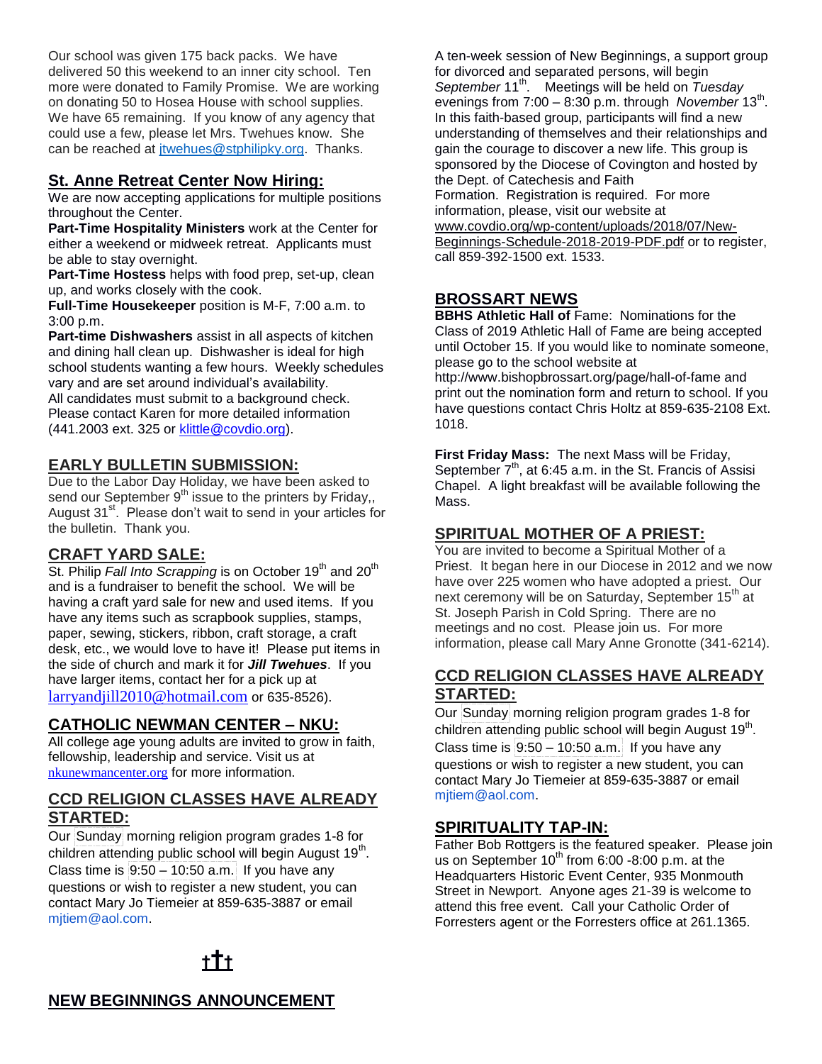Our school was given 175 back packs. We have delivered 50 this weekend to an inner city school. Ten more were donated to Family Promise. We are working on donating 50 to Hosea House with school supplies. We have 65 remaining. If you know of any agency that could use a few, please let Mrs. Twehues know. She can be reached at jtwehues@stphilipky.org. Thanks.

## St. Anne Retreat Center Now Hiring:

We are now accepting applications for multiple positions throughout the Center.

**Part-Time Hospitality Ministers** work at the Center for either a weekend or midweek retreat. Applicants must be able to stay overnight.

**Part-Time Hostess** helps with food prep, set-up, clean up, and works closely with the cook.

**Full-Time Housekeeper** position is M-F, 7:00 a.m. to 3:00 p.m.

**Part-time Dishwashers** assist in all aspects of kitchen and dining hall clean up. Dishwasher is ideal for high school students wanting a few hours. Weekly schedules vary and are set around individual's availability.

All candidates must submit to a background check. Please contact Karen for more detailed information (441.2003 ext. 325 or klittle@covdio.org).

## EARLY BULLETIN SUBMISSION:

Due to the Labor Day Holiday, we have been asked to send our September 9th issue to the printers by Friday,, August 31st. Please don't wait to send in your articles for the bulletin. Thank you.

## CRAFT YARD SALE:

St. Philip *Fall Into Scrapping* is on October 19th and 20th and is a fundraiser to benefit the school. We will be having a craft yard sale for new and used items. If you have any items such as scrapbook supplies, stamps, paper, sewing, stickers, ribbon, craft storage, a craft desk, etc., we would love to have it! Please put items in the side of church and mark it for ***Jill Twehues***. If you have larger items, contact her for a pick up at larryandjill2010@hotmail.com or 635-8526).

## CATHOLIC NEWMAN CENTER – NKU:

All college age young adults are invited to grow in faith, fellowship, leadership and service. Visit us at nkunewmancenter.org for more information.

## CCD RELIGION CLASSES HAVE ALREADY STARTED:

Our Sunday morning religion program grades 1-8 for children attending public school will begin August 19th. Class time is 9:50 – 10:50 a.m. If you have any questions or wish to register a new student, you can contact Mary Jo Tiemeier at 859-635-3887 or email mjtiem@aol.com.

†✝†

## NEW BEGINNINGS ANNOUNCEMENT

A ten-week session of New Beginnings, a support group for divorced and separated persons, will begin *September* 11th. Meetings will be held on *Tuesday* evenings from 7:00 – 8:30 p.m. through *November* 13th. In this faith-based group, participants will find a new understanding of themselves and their relationships and gain the courage to discover a new life. This group is sponsored by the Diocese of Covington and hosted by the Dept. of Catechesis and Faith Formation. Registration is required. For more information, please, visit our website at www.covdio.org/wp-content/uploads/2018/07/New-Beginnings-Schedule-2018-2019-PDF.pdf or to register, call 859-392-1500 ext. 1533.

## BROSSART NEWS

**BBHS Athletic Hall of** Fame: Nominations for the Class of 2019 Athletic Hall of Fame are being accepted until October 15. If you would like to nominate someone, please go to the school website at http://www.bishopbrossart.org/page/hall-of-fame and print out the nomination form and return to school. If you have questions contact Chris Holtz at 859-635-2108 Ext. 1018.

**First Friday Mass:** The next Mass will be Friday, September 7th, at 6:45 a.m. in the St. Francis of Assisi Chapel. A light breakfast will be available following the Mass.

## SPIRITUAL MOTHER OF A PRIEST:

You are invited to become a Spiritual Mother of a Priest. It began here in our Diocese in 2012 and we now have over 225 women who have adopted a priest. Our next ceremony will be on Saturday, September 15th at St. Joseph Parish in Cold Spring. There are no meetings and no cost. Please join us. For more information, please call Mary Anne Gronotte (341-6214).

## CCD RELIGION CLASSES HAVE ALREADY STARTED:

Our Sunday morning religion program grades 1-8 for children attending public school will begin August 19th. Class time is 9:50 – 10:50 a.m. If you have any questions or wish to register a new student, you can contact Mary Jo Tiemeier at 859-635-3887 or email mjtiem@aol.com.

## SPIRITUALITY TAP-IN:

Father Bob Rottgers is the featured speaker. Please join us on September 10th from 6:00 -8:00 p.m. at the Headquarters Historic Event Center, 935 Monmouth Street in Newport. Anyone ages 21-39 is welcome to attend this free event. Call your Catholic Order of Forresters agent or the Forresters office at 261.1365.